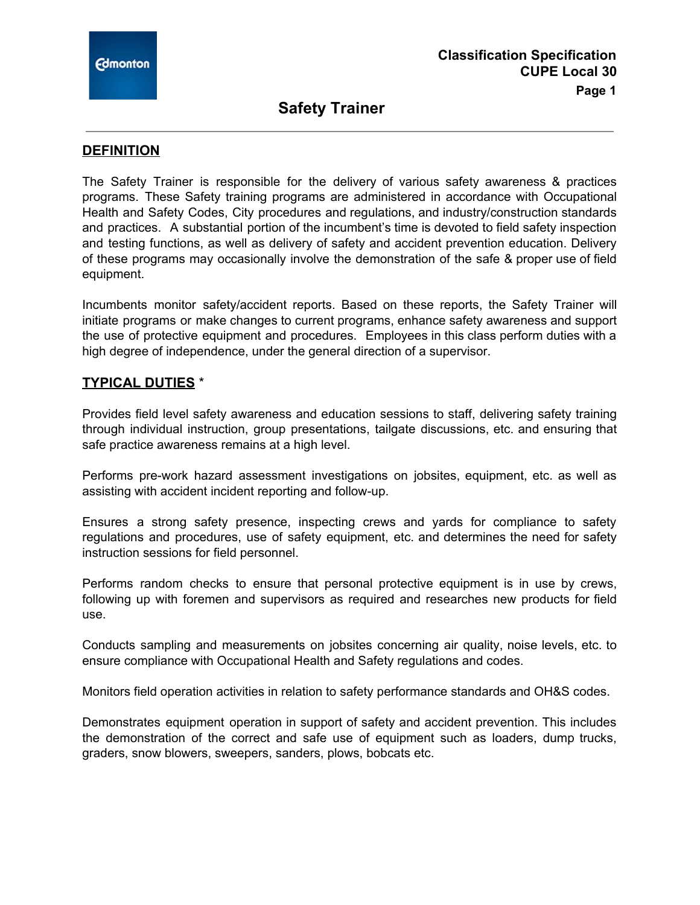**Classification Specification**
**CUPE Local 30**

# Safety Trainer

## DEFINITION

The Safety Trainer is responsible for the delivery of various safety awareness & practices programs. These Safety training programs are administered in accordance with Occupational Health and Safety Codes, City procedures and regulations, and industry/construction standards and practices. A substantial portion of the incumbent's time is devoted to field safety inspection and testing functions, as well as delivery of safety and accident prevention education. Delivery of these programs may occasionally involve the demonstration of the safe & proper use of field equipment.

Incumbents monitor safety/accident reports. Based on these reports, the Safety Trainer will initiate programs or make changes to current programs, enhance safety awareness and support the use of protective equipment and procedures. Employees in this class perform duties with a high degree of independence, under the general direction of a supervisor.

## TYPICAL DUTIES *

Provides field level safety awareness and education sessions to staff, delivering safety training through individual instruction, group presentations, tailgate discussions, etc. and ensuring that safe practice awareness remains at a high level.

Performs pre-work hazard assessment investigations on jobsites, equipment, etc. as well as assisting with accident incident reporting and follow-up.

Ensures a strong safety presence, inspecting crews and yards for compliance to safety regulations and procedures, use of safety equipment, etc. and determines the need for safety instruction sessions for field personnel.

Performs random checks to ensure that personal protective equipment is in use by crews, following up with foremen and supervisors as required and researches new products for field use.

Conducts sampling and measurements on jobsites concerning air quality, noise levels, etc. to ensure compliance with Occupational Health and Safety regulations and codes.

Monitors field operation activities in relation to safety performance standards and OH&S codes.

Demonstrates equipment operation in support of safety and accident prevention. This includes the demonstration of the correct and safe use of equipment such as loaders, dump trucks, graders, snow blowers, sweepers, sanders, plows, bobcats etc.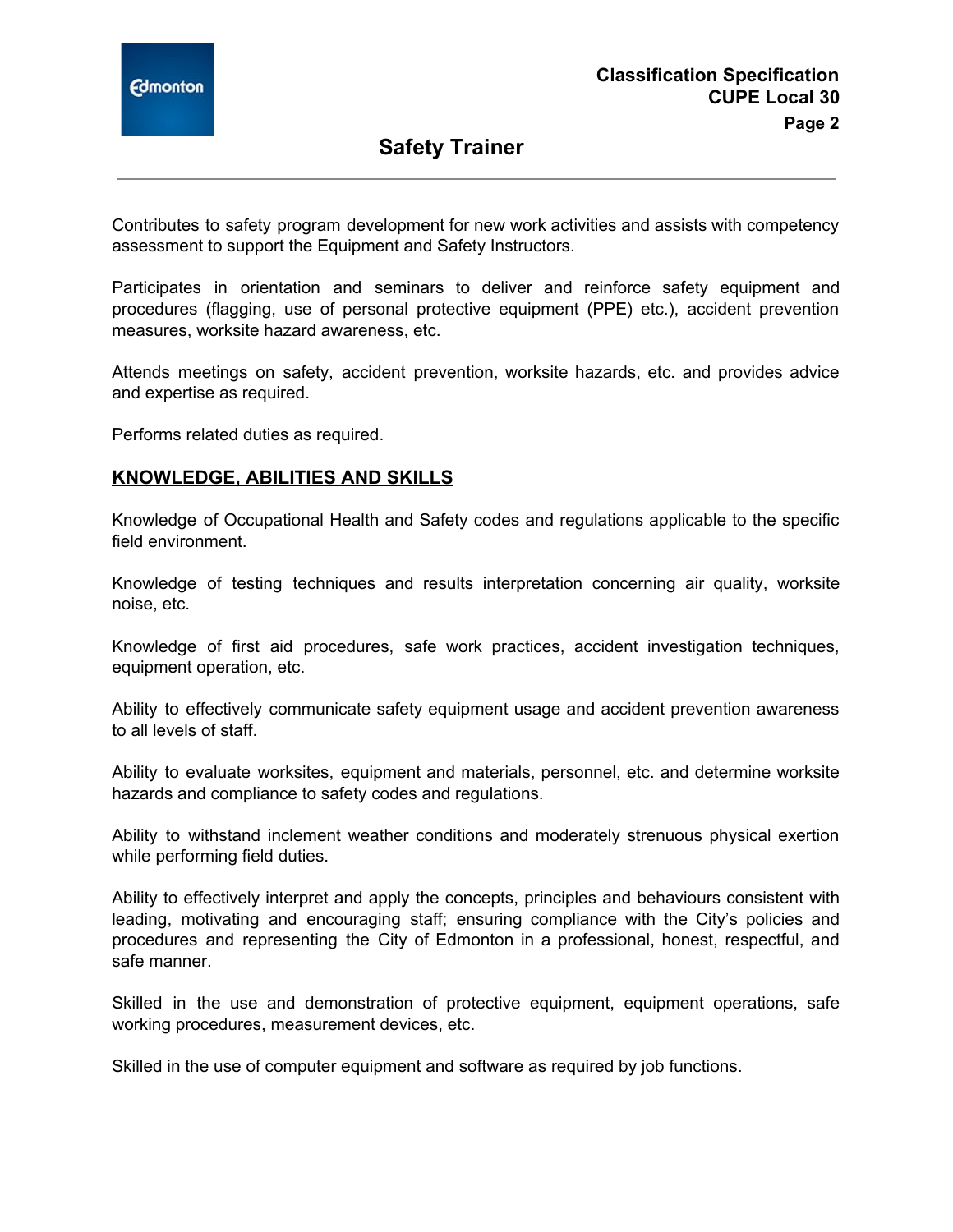Contributes to safety program development for new work activities and assists with competency assessment to support the Equipment and Safety Instructors.

Participates in orientation and seminars to deliver and reinforce safety equipment and procedures (flagging, use of personal protective equipment (PPE) etc.), accident prevention measures, worksite hazard awareness, etc.

Attends meetings on safety, accident prevention, worksite hazards, etc. and provides advice and expertise as required.

Performs related duties as required.

## KNOWLEDGE, ABILITIES AND SKILLS

Knowledge of Occupational Health and Safety codes and regulations applicable to the specific field environment.

Knowledge of testing techniques and results interpretation concerning air quality, worksite noise, etc.

Knowledge of first aid procedures, safe work practices, accident investigation techniques, equipment operation, etc.

Ability to effectively communicate safety equipment usage and accident prevention awareness to all levels of staff.

Ability to evaluate worksites, equipment and materials, personnel, etc. and determine worksite hazards and compliance to safety codes and regulations.

Ability to withstand inclement weather conditions and moderately strenuous physical exertion while performing field duties.

Ability to effectively interpret and apply the concepts, principles and behaviours consistent with leading, motivating and encouraging staff; ensuring compliance with the City's policies and procedures and representing the City of Edmonton in a professional, honest, respectful, and safe manner.

Skilled in the use and demonstration of protective equipment, equipment operations, safe working procedures, measurement devices, etc.

Skilled in the use of computer equipment and software as required by job functions.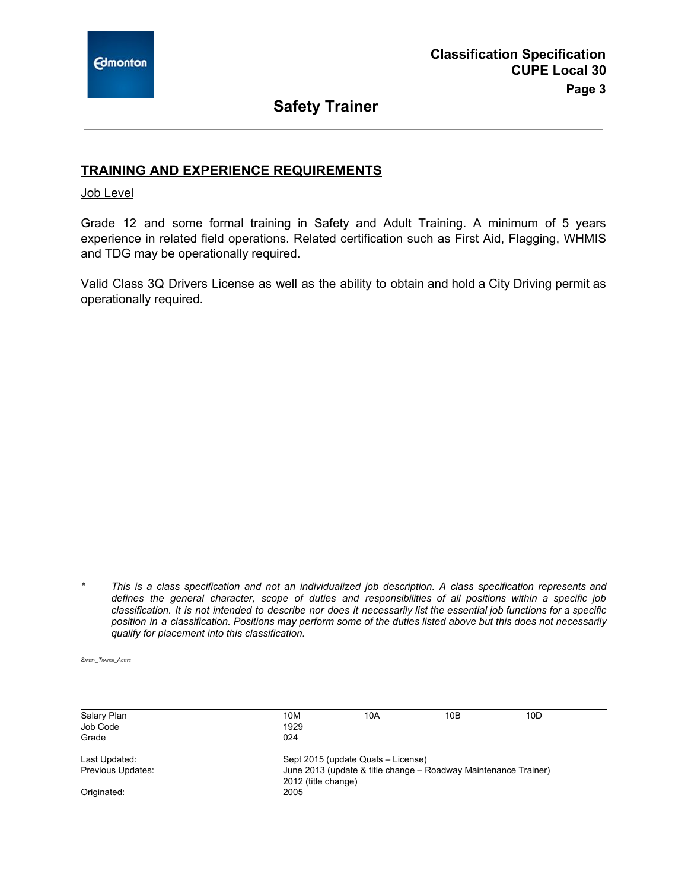## TRAINING AND EXPERIENCE REQUIREMENTS

Job Level

Grade 12 and some formal training in Safety and Adult Training. A minimum of 5 years experience in related field operations. Related certification such as First Aid, Flagging, WHMIS and TDG may be operationally required.

Valid Class 3Q Drivers License as well as the ability to obtain and hold a City Driving permit as operationally required.

\* *This is a class specification and not an individualized job description. A class specification represents and defines the general character, scope of duties and responsibilities of all positions within a specific job classification. It is not intended to describe nor does it necessarily list the essential job functions for a specific position in a classification. Positions may perform some of the duties listed above but this does not necessarily qualify for placement into this classification.*

Safety_Trainer_Active

| | | | | |
|---|---|---|---|---|
| Salary Plan | 10M | 10A | 10B | 10D |
| Job Code | 1929 | | | |
| Grade | 024 | | | |
| Last Updated: | Sept 2015 (update Quals – License) | | | |
| Previous Updates: | June 2013 (update & title change – Roadway Maintenance Trainer) | | | |
| | 2012 (title change) | | | |
| Originated: | 2005 | | | |